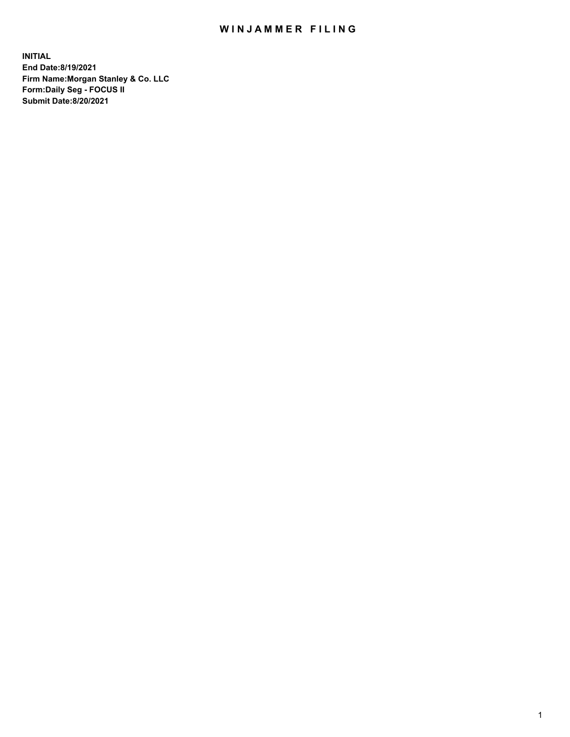# WINJAMMER FILING

**INITIAL**
**End Date:8/19/2021**
**Firm Name:Morgan Stanley & Co. LLC**
**Form:Daily Seg - FOCUS II**
**Submit Date:8/20/2021**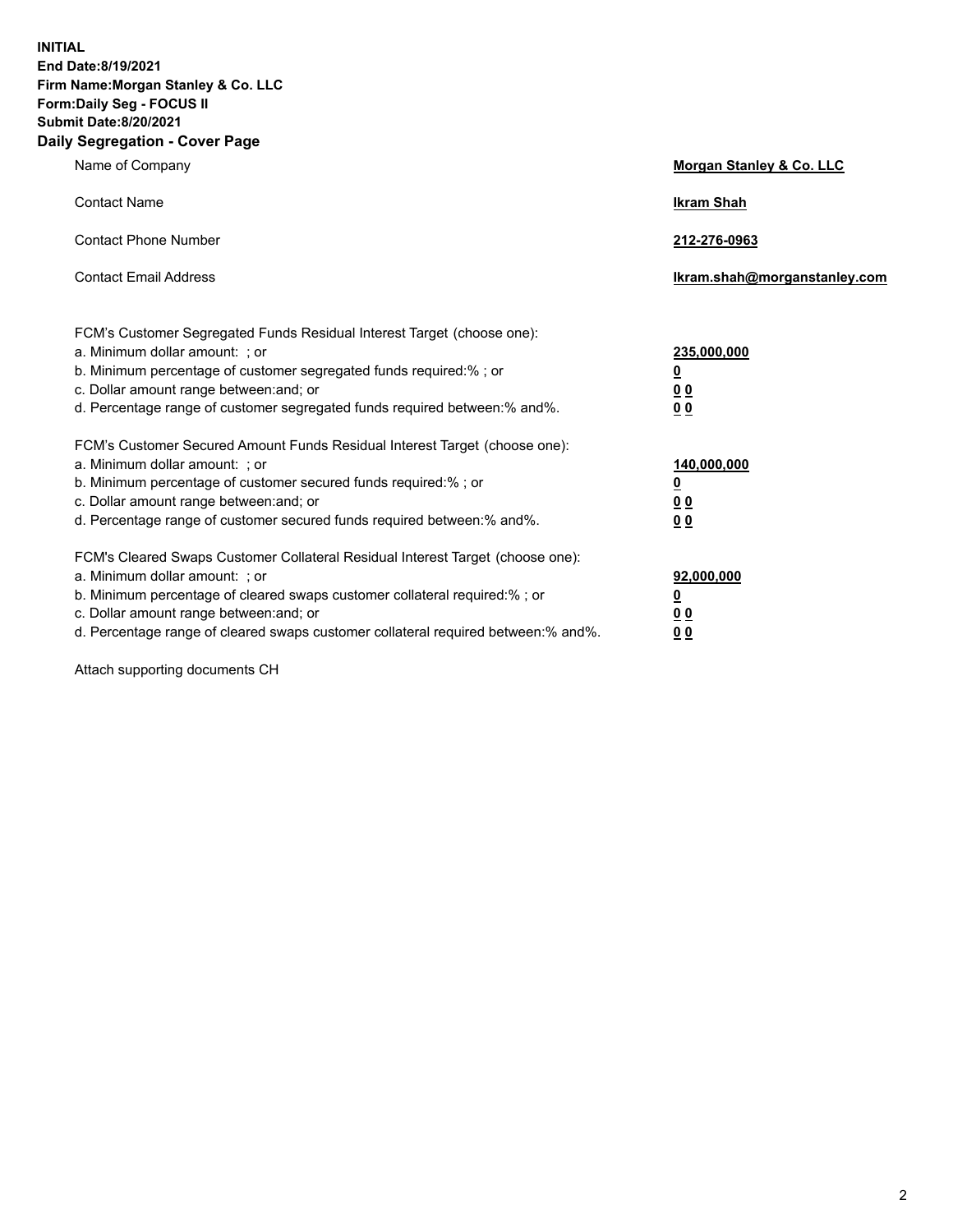**INITIAL**
**End Date:8/19/2021**
**Firm Name:Morgan Stanley & Co. LLC**
**Form:Daily Seg - FOCUS II**
**Submit Date:8/20/2021**

## Daily Segregation - Cover Page

| | |
|---|---|
| Name of Company | **Morgan Stanley & Co. LLC** |
| Contact Name | **Ikram Shah** |
| Contact Phone Number | **212-276-0963** |
| Contact Email Address | **Ikram.shah@morganstanley.com** |

| | |
|---|---|
| FCM's Customer Segregated Funds Residual Interest Target (choose one): | |
| a. Minimum dollar amount: ; or | **235,000,000** |
| b. Minimum percentage of customer segregated funds required:% ; or | **0** |
| c. Dollar amount range between:and; or | **0 0** |
| d. Percentage range of customer segregated funds required between:% and%. | **0 0** |
| FCM's Customer Secured Amount Funds Residual Interest Target (choose one): | |
| a. Minimum dollar amount: ; or | **140,000,000** |
| b. Minimum percentage of customer secured funds required:% ; or | **0** |
| c. Dollar amount range between:and; or | **0 0** |
| d. Percentage range of customer secured funds required between:% and%. | **0 0** |
| FCM's Cleared Swaps Customer Collateral Residual Interest Target (choose one): | |
| a. Minimum dollar amount: ; or | **92,000,000** |
| b. Minimum percentage of cleared swaps customer collateral required:% ; or | **0** |
| c. Dollar amount range between:and; or | **0 0** |
| d. Percentage range of cleared swaps customer collateral required between:% and%. | **0 0** |

Attach supporting documents CH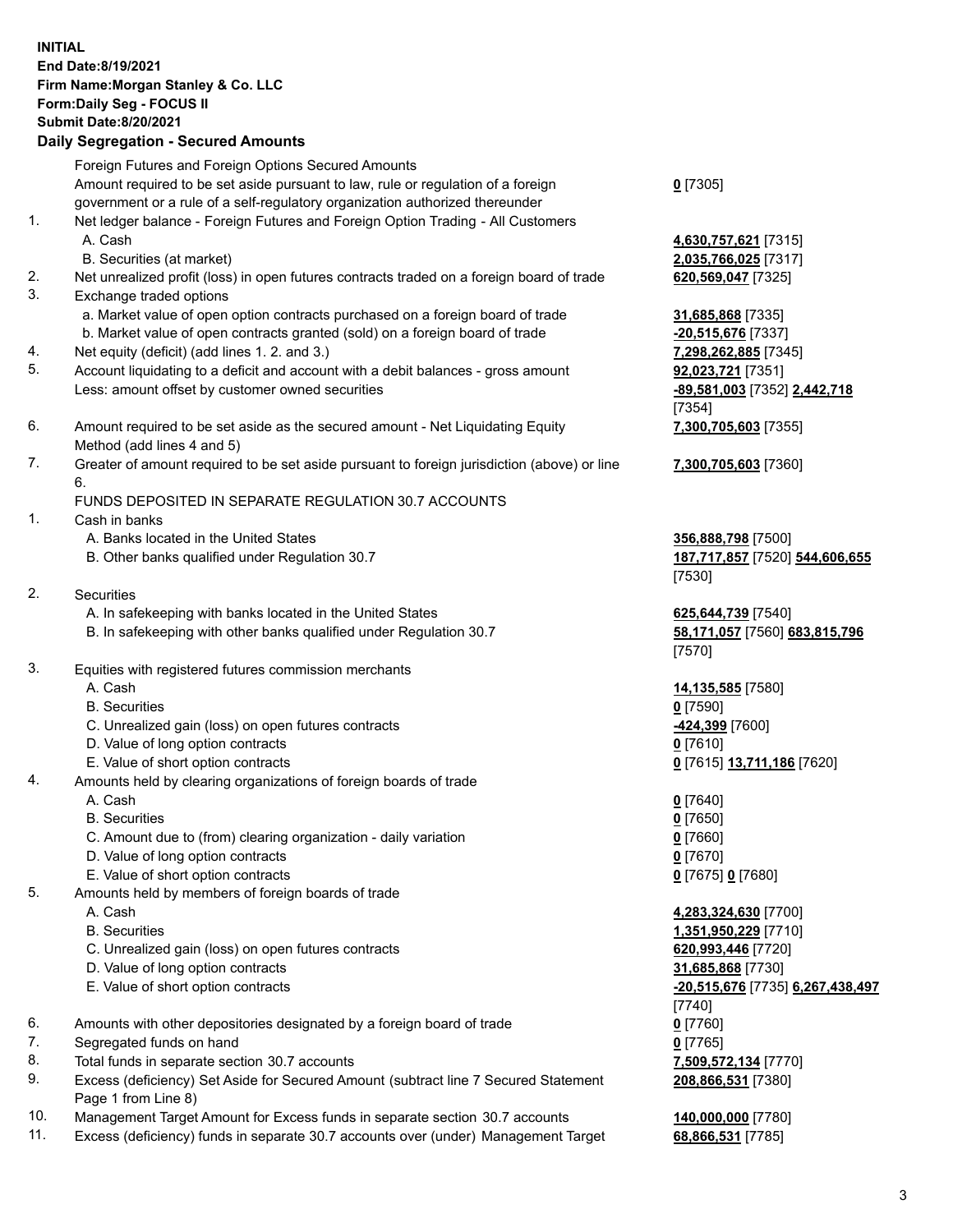**INITIAL**
**End Date:8/19/2021**
**Firm Name:Morgan Stanley & Co. LLC**
**Form:Daily Seg - FOCUS II**
**Submit Date:8/20/2021**

## Daily Segregation - Secured Amounts

Foreign Futures and Foreign Options Secured Amounts

| | | |
|---|---|---|
| | Amount required to be set aside pursuant to law, rule or regulation of a foreign government or a rule of a self-regulatory organization authorized thereunder | **0** [7305] |
| 1. | Net ledger balance - Foreign Futures and Foreign Option Trading - All Customers | |
| | A. Cash | **4,630,757,621** [7315] |
| | B. Securities (at market) | **2,035,766,025** [7317] |
| 2. | Net unrealized profit (loss) in open futures contracts traded on a foreign board of trade | **620,569,047** [7325] |
| 3. | Exchange traded options | |
| | a. Market value of open option contracts purchased on a foreign board of trade | **31,685,868** [7335] |
| | b. Market value of open contracts granted (sold) on a foreign board of trade | **-20,515,676** [7337] |
| 4. | Net equity (deficit) (add lines 1. 2. and 3.) | **7,298,262,885** [7345] |
| 5. | Account liquidating to a deficit and account with a debit balances - gross amount | **92,023,721** [7351] |
| | Less: amount offset by customer owned securities | **-89,581,003** [7352] **2,442,718** [7354] |
| 6. | Amount required to be set aside as the secured amount - Net Liquidating Equity Method (add lines 4 and 5) | **7,300,705,603** [7355] |
| 7. | Greater of amount required to be set aside pursuant to foreign jurisdiction (above) or line 6. | **7,300,705,603** [7360] |
| | FUNDS DEPOSITED IN SEPARATE REGULATION 30.7 ACCOUNTS | |
| 1. | Cash in banks | |
| | A. Banks located in the United States | **356,888,798** [7500] |
| | B. Other banks qualified under Regulation 30.7 | **187,717,857** [7520] **544,606,655** [7530] |
| 2. | Securities | |
| | A. In safekeeping with banks located in the United States | **625,644,739** [7540] |
| | B. In safekeeping with other banks qualified under Regulation 30.7 | **58,171,057** [7560] **683,815,796** [7570] |
| 3. | Equities with registered futures commission merchants | |
| | A. Cash | **14,135,585** [7580] |
| | B. Securities | **0** [7590] |
| | C. Unrealized gain (loss) on open futures contracts | **-424,399** [7600] |
| | D. Value of long option contracts | **0** [7610] |
| | E. Value of short option contracts | **0** [7615] **13,711,186** [7620] |
| 4. | Amounts held by clearing organizations of foreign boards of trade | |
| | A. Cash | **0** [7640] |
| | B. Securities | **0** [7650] |
| | C. Amount due to (from) clearing organization - daily variation | **0** [7660] |
| | D. Value of long option contracts | **0** [7670] |
| | E. Value of short option contracts | **0** [7675] **0** [7680] |
| 5. | Amounts held by members of foreign boards of trade | |
| | A. Cash | **4,283,324,630** [7700] |
| | B. Securities | **1,351,950,229** [7710] |
| | C. Unrealized gain (loss) on open futures contracts | **620,993,446** [7720] |
| | D. Value of long option contracts | **31,685,868** [7730] |
| | E. Value of short option contracts | **-20,515,676** [7735] **6,267,438,497** [7740] |
| 6. | Amounts with other depositories designated by a foreign board of trade | **0** [7760] |
| 7. | Segregated funds on hand | **0** [7765] |
| 8. | Total funds in separate section 30.7 accounts | **7,509,572,134** [7770] |
| 9. | Excess (deficiency) Set Aside for Secured Amount (subtract line 7 Secured Statement Page 1 from Line 8) | **208,866,531** [7380] |
| 10. | Management Target Amount for Excess funds in separate section 30.7 accounts | **140,000,000** [7780] |
| 11. | Excess (deficiency) funds in separate 30.7 accounts over (under) Management Target | **68,866,531** [7785] |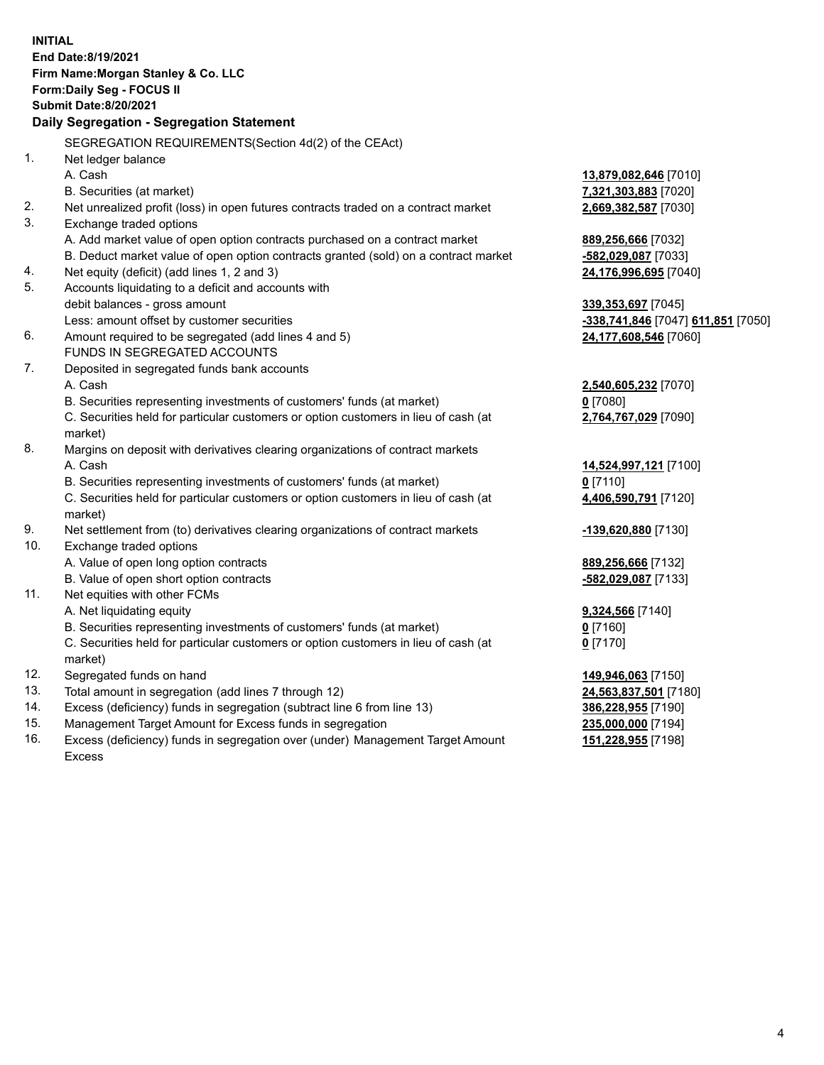**INITIAL**
**End Date:8/19/2021**
**Firm Name:Morgan Stanley & Co. LLC**
**Form:Daily Seg - FOCUS II**
**Submit Date:8/20/2021**

### Daily Segregation - Segregation Statement

SEGREGATION REQUIREMENTS(Section 4d(2) of the CEAct)

| | | |
|---|---|---|
| 1. | Net ledger balance | |
| | A. Cash | **13,879,082,646** [7010] |
| | B. Securities (at market) | **7,321,303,883** [7020] |
| 2. | Net unrealized profit (loss) in open futures contracts traded on a contract market | **2,669,382,587** [7030] |
| 3. | Exchange traded options | |
| | A. Add market value of open option contracts purchased on a contract market | **889,256,666** [7032] |
| | B. Deduct market value of open option contracts granted (sold) on a contract market | **-582,029,087** [7033] |
| 4. | Net equity (deficit) (add lines 1, 2 and 3) | **24,176,996,695** [7040] |
| 5. | Accounts liquidating to a deficit and accounts with | |
| | debit balances - gross amount | **339,353,697** [7045] |
| | Less: amount offset by customer securities | **-338,741,846** [7047] **611,851** [7050] |
| 6. | Amount required to be segregated (add lines 4 and 5) | **24,177,608,546** [7060] |
| | FUNDS IN SEGREGATED ACCOUNTS | |
| 7. | Deposited in segregated funds bank accounts | |
| | A. Cash | **2,540,605,232** [7070] |
| | B. Securities representing investments of customers' funds (at market) | **0** [7080] |
| | C. Securities held for particular customers or option customers in lieu of cash (at market) | **2,764,767,029** [7090] |
| 8. | Margins on deposit with derivatives clearing organizations of contract markets | |
| | A. Cash | **14,524,997,121** [7100] |
| | B. Securities representing investments of customers' funds (at market) | **0** [7110] |
| | C. Securities held for particular customers or option customers in lieu of cash (at market) | **4,406,590,791** [7120] |
| 9. | Net settlement from (to) derivatives clearing organizations of contract markets | **-139,620,880** [7130] |
| 10. | Exchange traded options | |
| | A. Value of open long option contracts | **889,256,666** [7132] |
| | B. Value of open short option contracts | **-582,029,087** [7133] |
| 11. | Net equities with other FCMs | |
| | A. Net liquidating equity | **9,324,566** [7140] |
| | B. Securities representing investments of customers' funds (at market) | **0** [7160] |
| | C. Securities held for particular customers or option customers in lieu of cash (at market) | **0** [7170] |
| 12. | Segregated funds on hand | **149,946,063** [7150] |
| 13. | Total amount in segregation (add lines 7 through 12) | **24,563,837,501** [7180] |
| 14. | Excess (deficiency) funds in segregation (subtract line 6 from line 13) | **386,228,955** [7190] |
| 15. | Management Target Amount for Excess funds in segregation | **235,000,000** [7194] |
| 16. | Excess (deficiency) funds in segregation over (under) Management Target Amount Excess | **151,228,955** [7198] |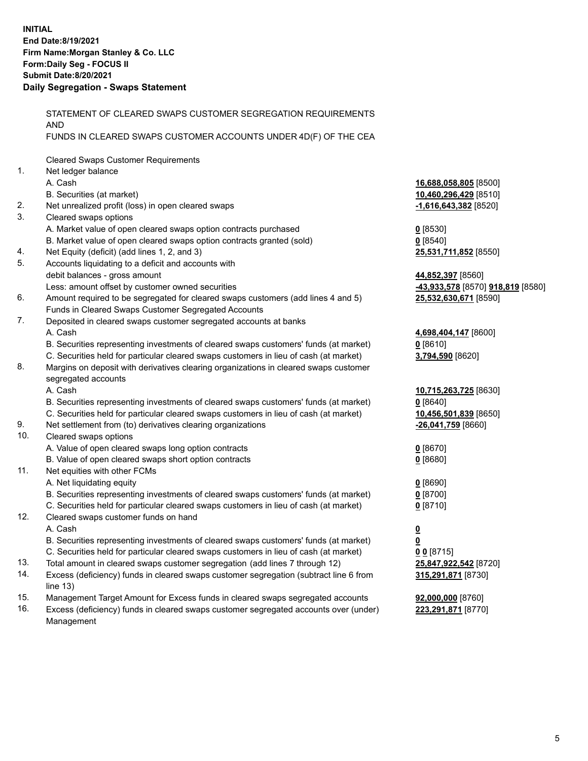**INITIAL**
**End Date:8/19/2021**
**Firm Name:Morgan Stanley & Co. LLC**
**Form:Daily Seg - FOCUS II**
**Submit Date:8/20/2021**
**Daily Segregation - Swaps Statement**

STATEMENT OF CLEARED SWAPS CUSTOMER SEGREGATION REQUIREMENTS AND FUNDS IN CLEARED SWAPS CUSTOMER ACCOUNTS UNDER 4D(F) OF THE CEA

| | | |
|---|---|---|
| | Cleared Swaps Customer Requirements | |
| 1. | Net ledger balance | |
| | A. Cash | **16,688,058,805** [8500] |
| | B. Securities (at market) | **10,460,296,429** [8510] |
| 2. | Net unrealized profit (loss) in open cleared swaps | **-1,616,643,382** [8520] |
| 3. | Cleared swaps options | |
| | A. Market value of open cleared swaps option contracts purchased | **0** [8530] |
| | B. Market value of open cleared swaps option contracts granted (sold) | **0** [8540] |
| 4. | Net Equity (deficit) (add lines 1, 2, and 3) | **25,531,711,852** [8550] |
| 5. | Accounts liquidating to a deficit and accounts with debit balances - gross amount | **44,852,397** [8560] |
| | Less: amount offset by customer owned securities | **-43,933,578** [8570] **918,819** [8580] |
| 6. | Amount required to be segregated for cleared swaps customers (add lines 4 and 5) | **25,532,630,671** [8590] |
| | Funds in Cleared Swaps Customer Segregated Accounts | |
| 7. | Deposited in cleared swaps customer segregated accounts at banks | |
| | A. Cash | **4,698,404,147** [8600] |
| | B. Securities representing investments of cleared swaps customers' funds (at market) | **0** [8610] |
| | C. Securities held for particular cleared swaps customers in lieu of cash (at market) | **3,794,590** [8620] |
| 8. | Margins on deposit with derivatives clearing organizations in cleared swaps customer segregated accounts | |
| | A. Cash | **10,715,263,725** [8630] |
| | B. Securities representing investments of cleared swaps customers' funds (at market) | **0** [8640] |
| | C. Securities held for particular cleared swaps customers in lieu of cash (at market) | **10,456,501,839** [8650] |
| 9. | Net settlement from (to) derivatives clearing organizations | **-26,041,759** [8660] |
| 10. | Cleared swaps options | |
| | A. Value of open cleared swaps long option contracts | **0** [8670] |
| | B. Value of open cleared swaps short option contracts | **0** [8680] |
| 11. | Net equities with other FCMs | |
| | A. Net liquidating equity | **0** [8690] |
| | B. Securities representing investments of cleared swaps customers' funds (at market) | **0** [8700] |
| | C. Securities held for particular cleared swaps customers in lieu of cash (at market) | **0** [8710] |
| 12. | Cleared swaps customer funds on hand | |
| | A. Cash | **0** |
| | B. Securities representing investments of cleared swaps customers' funds (at market) | **0** |
| | C. Securities held for particular cleared swaps customers in lieu of cash (at market) | **0** **0** [8715] |
| 13. | Total amount in cleared swaps customer segregation (add lines 7 through 12) | **25,847,922,542** [8720] |
| 14. | Excess (deficiency) funds in cleared swaps customer segregation (subtract line 6 from line 13) | **315,291,871** [8730] |
| 15. | Management Target Amount for Excess funds in cleared swaps segregated accounts | **92,000,000** [8760] |
| 16. | Excess (deficiency) funds in cleared swaps customer segregated accounts over (under) Management | **223,291,871** [8770] |